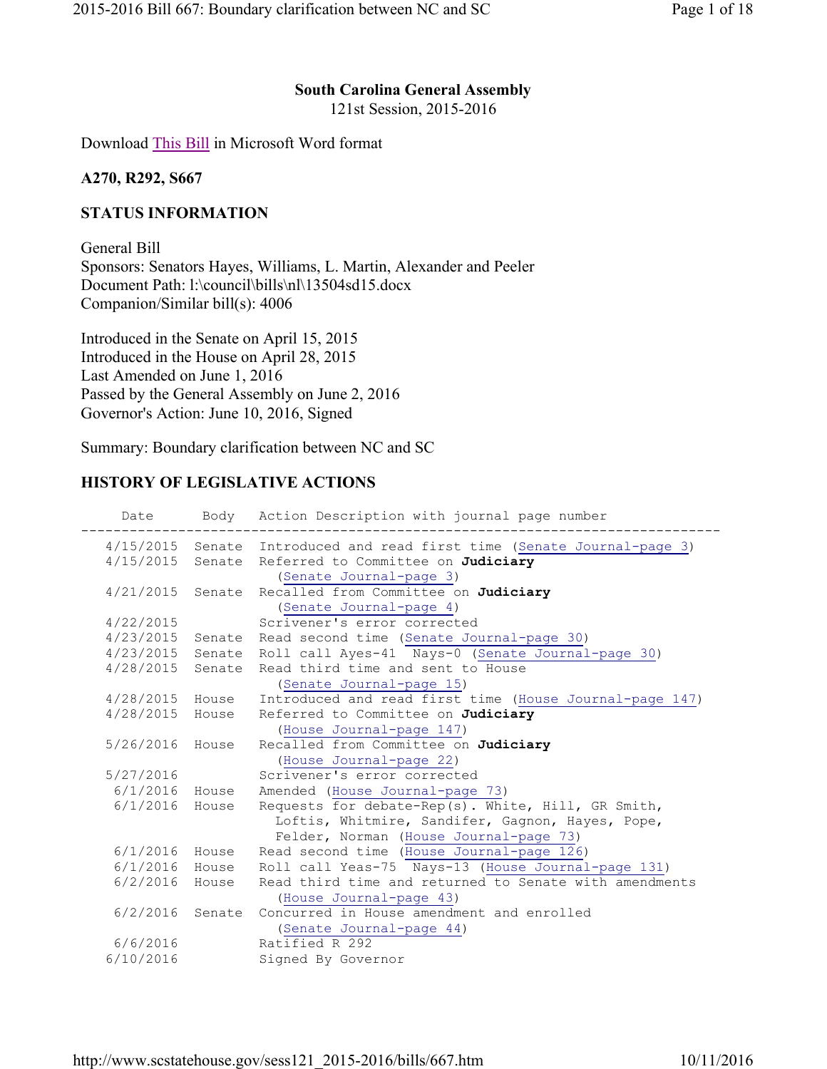**South Carolina General Assembly**
121st Session, 2015-2016

Download This Bill in Microsoft Word format

**A270, R292, S667**

**STATUS INFORMATION**

General Bill
Sponsors: Senators Hayes, Williams, L. Martin, Alexander and Peeler
Document Path: l:\council\bills\nl\13504sd15.docx
Companion/Similar bill(s): 4006

Introduced in the Senate on April 15, 2015
Introduced in the House on April 28, 2015
Last Amended on June 1, 2016
Passed by the General Assembly on June 2, 2016
Governor's Action: June 10, 2016, Signed

Summary: Boundary clarification between NC and SC

## HISTORY OF LEGISLATIVE ACTIONS

| Date | Body | Action Description with journal page number |
|---|---|---|
| 4/15/2015 | Senate | Introduced and read first time (Senate Journal-page 3) |
| 4/15/2015 | Senate | Referred to Committee on **Judiciary** (Senate Journal-page 3) |
| 4/21/2015 | Senate | Recalled from Committee on **Judiciary** (Senate Journal-page 4) |
| 4/22/2015 | | Scrivener's error corrected |
| 4/23/2015 | Senate | Read second time (Senate Journal-page 30) |
| 4/23/2015 | Senate | Roll call Ayes-41 Nays-0 (Senate Journal-page 30) |
| 4/28/2015 | Senate | Read third time and sent to House (Senate Journal-page 15) |
| 4/28/2015 | House | Introduced and read first time (House Journal-page 147) |
| 4/28/2015 | House | Referred to Committee on **Judiciary** (House Journal-page 147) |
| 5/26/2016 | House | Recalled from Committee on **Judiciary** (House Journal-page 22) |
| 5/27/2016 | | Scrivener's error corrected |
| 6/1/2016 | House | Amended (House Journal-page 73) |
| 6/1/2016 | House | Requests for debate-Rep(s). White, Hill, GR Smith, Loftis, Whitmire, Sandifer, Gagnon, Hayes, Pope, Felder, Norman (House Journal-page 73) |
| 6/1/2016 | House | Read second time (House Journal-page 126) |
| 6/1/2016 | House | Roll call Yeas-75 Nays-13 (House Journal-page 131) |
| 6/2/2016 | House | Read third time and returned to Senate with amendments (House Journal-page 43) |
| 6/2/2016 | Senate | Concurred in House amendment and enrolled (Senate Journal-page 44) |
| 6/6/2016 | | Ratified R 292 |
| 6/10/2016 | | Signed By Governor |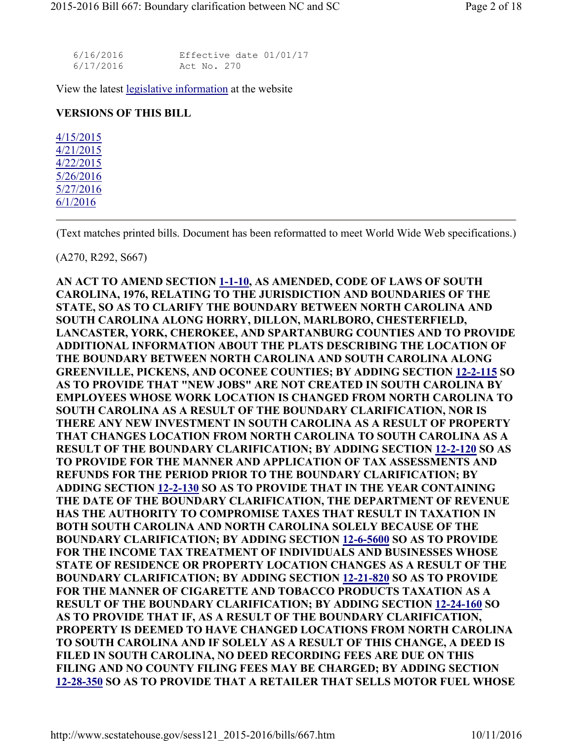```
6/16/2016        Effective date 01/01/17
6/17/2016        Act No. 270
```

View the latest legislative information at the website

**VERSIONS OF THIS BILL**

4/15/2015
4/21/2015
4/22/2015
5/26/2016
5/27/2016
6/1/2016

---

(Text matches printed bills. Document has been reformatted to meet World Wide Web specifications.)

(A270, R292, S667)

**AN ACT TO AMEND SECTION 1-1-10, AS AMENDED, CODE OF LAWS OF SOUTH CAROLINA, 1976, RELATING TO THE JURISDICTION AND BOUNDARIES OF THE STATE, SO AS TO CLARIFY THE BOUNDARY BETWEEN NORTH CAROLINA AND SOUTH CAROLINA ALONG HORRY, DILLON, MARLBORO, CHESTERFIELD, LANCASTER, YORK, CHEROKEE, AND SPARTANBURG COUNTIES AND TO PROVIDE ADDITIONAL INFORMATION ABOUT THE PLATS DESCRIBING THE LOCATION OF THE BOUNDARY BETWEEN NORTH CAROLINA AND SOUTH CAROLINA ALONG GREENVILLE, PICKENS, AND OCONEE COUNTIES; BY ADDING SECTION 12-2-115 SO AS TO PROVIDE THAT "NEW JOBS" ARE NOT CREATED IN SOUTH CAROLINA BY EMPLOYEES WHOSE WORK LOCATION IS CHANGED FROM NORTH CAROLINA TO SOUTH CAROLINA AS A RESULT OF THE BOUNDARY CLARIFICATION, NOR IS THERE ANY NEW INVESTMENT IN SOUTH CAROLINA AS A RESULT OF PROPERTY THAT CHANGES LOCATION FROM NORTH CAROLINA TO SOUTH CAROLINA AS A RESULT OF THE BOUNDARY CLARIFICATION; BY ADDING SECTION 12-2-120 SO AS TO PROVIDE FOR THE MANNER AND APPLICATION OF TAX ASSESSMENTS AND REFUNDS FOR THE PERIOD PRIOR TO THE BOUNDARY CLARIFICATION; BY ADDING SECTION 12-2-130 SO AS TO PROVIDE THAT IN THE YEAR CONTAINING THE DATE OF THE BOUNDARY CLARIFICATION, THE DEPARTMENT OF REVENUE HAS THE AUTHORITY TO COMPROMISE TAXES THAT RESULT IN TAXATION IN BOTH SOUTH CAROLINA AND NORTH CAROLINA SOLELY BECAUSE OF THE BOUNDARY CLARIFICATION; BY ADDING SECTION 12-6-5600 SO AS TO PROVIDE FOR THE INCOME TAX TREATMENT OF INDIVIDUALS AND BUSINESSES WHOSE STATE OF RESIDENCE OR PROPERTY LOCATION CHANGES AS A RESULT OF THE BOUNDARY CLARIFICATION; BY ADDING SECTION 12-21-820 SO AS TO PROVIDE FOR THE MANNER OF CIGARETTE AND TOBACCO PRODUCTS TAXATION AS A RESULT OF THE BOUNDARY CLARIFICATION; BY ADDING SECTION 12-24-160 SO AS TO PROVIDE THAT IF, AS A RESULT OF THE BOUNDARY CLARIFICATION, PROPERTY IS DEEMED TO HAVE CHANGED LOCATIONS FROM NORTH CAROLINA TO SOUTH CAROLINA AND IF SOLELY AS A RESULT OF THIS CHANGE, A DEED IS FILED IN SOUTH CAROLINA, NO DEED RECORDING FEES ARE DUE ON THIS FILING AND NO COUNTY FILING FEES MAY BE CHARGED; BY ADDING SECTION 12-28-350 SO AS TO PROVIDE THAT A RETAILER THAT SELLS MOTOR FUEL WHOSE**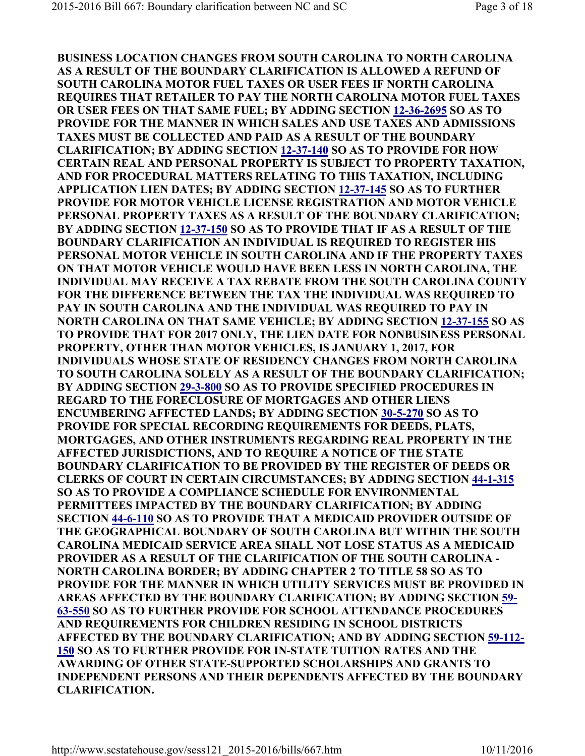**BUSINESS LOCATION CHANGES FROM SOUTH CAROLINA TO NORTH CAROLINA AS A RESULT OF THE BOUNDARY CLARIFICATION IS ALLOWED A REFUND OF SOUTH CAROLINA MOTOR FUEL TAXES OR USER FEES IF NORTH CAROLINA REQUIRES THAT RETAILER TO PAY THE NORTH CAROLINA MOTOR FUEL TAXES OR USER FEES ON THAT SAME FUEL; BY ADDING SECTION 12-36-2695 SO AS TO PROVIDE FOR THE MANNER IN WHICH SALES AND USE TAXES AND ADMISSIONS TAXES MUST BE COLLECTED AND PAID AS A RESULT OF THE BOUNDARY CLARIFICATION; BY ADDING SECTION 12-37-140 SO AS TO PROVIDE FOR HOW CERTAIN REAL AND PERSONAL PROPERTY IS SUBJECT TO PROPERTY TAXATION, AND FOR PROCEDURAL MATTERS RELATING TO THIS TAXATION, INCLUDING APPLICATION LIEN DATES; BY ADDING SECTION 12-37-145 SO AS TO FURTHER PROVIDE FOR MOTOR VEHICLE LICENSE REGISTRATION AND MOTOR VEHICLE PERSONAL PROPERTY TAXES AS A RESULT OF THE BOUNDARY CLARIFICATION; BY ADDING SECTION 12-37-150 SO AS TO PROVIDE THAT IF AS A RESULT OF THE BOUNDARY CLARIFICATION AN INDIVIDUAL IS REQUIRED TO REGISTER HIS PERSONAL MOTOR VEHICLE IN SOUTH CAROLINA AND IF THE PROPERTY TAXES ON THAT MOTOR VEHICLE WOULD HAVE BEEN LESS IN NORTH CAROLINA, THE INDIVIDUAL MAY RECEIVE A TAX REBATE FROM THE SOUTH CAROLINA COUNTY FOR THE DIFFERENCE BETWEEN THE TAX THE INDIVIDUAL WAS REQUIRED TO PAY IN SOUTH CAROLINA AND THE INDIVIDUAL WAS REQUIRED TO PAY IN NORTH CAROLINA ON THAT SAME VEHICLE; BY ADDING SECTION 12-37-155 SO AS TO PROVIDE THAT FOR 2017 ONLY, THE LIEN DATE FOR NONBUSINESS PERSONAL PROPERTY, OTHER THAN MOTOR VEHICLES, IS JANUARY 1, 2017, FOR INDIVIDUALS WHOSE STATE OF RESIDENCY CHANGES FROM NORTH CAROLINA TO SOUTH CAROLINA SOLELY AS A RESULT OF THE BOUNDARY CLARIFICATION; BY ADDING SECTION 29-3-800 SO AS TO PROVIDE SPECIFIED PROCEDURES IN REGARD TO THE FORECLOSURE OF MORTGAGES AND OTHER LIENS ENCUMBERING AFFECTED LANDS; BY ADDING SECTION 30-5-270 SO AS TO PROVIDE FOR SPECIAL RECORDING REQUIREMENTS FOR DEEDS, PLATS, MORTGAGES, AND OTHER INSTRUMENTS REGARDING REAL PROPERTY IN THE AFFECTED JURISDICTIONS, AND TO REQUIRE A NOTICE OF THE STATE BOUNDARY CLARIFICATION TO BE PROVIDED BY THE REGISTER OF DEEDS OR CLERKS OF COURT IN CERTAIN CIRCUMSTANCES; BY ADDING SECTION 44-1-315 SO AS TO PROVIDE A COMPLIANCE SCHEDULE FOR ENVIRONMENTAL PERMITTEES IMPACTED BY THE BOUNDARY CLARIFICATION; BY ADDING SECTION 44-6-110 SO AS TO PROVIDE THAT A MEDICAID PROVIDER OUTSIDE OF THE GEOGRAPHICAL BOUNDARY OF SOUTH CAROLINA BUT WITHIN THE SOUTH CAROLINA MEDICAID SERVICE AREA SHALL NOT LOSE STATUS AS A MEDICAID PROVIDER AS A RESULT OF THE CLARIFICATION OF THE SOUTH CAROLINA - NORTH CAROLINA BORDER; BY ADDING CHAPTER 2 TO TITLE 58 SO AS TO PROVIDE FOR THE MANNER IN WHICH UTILITY SERVICES MUST BE PROVIDED IN AREAS AFFECTED BY THE BOUNDARY CLARIFICATION; BY ADDING SECTION 59-63-550 SO AS TO FURTHER PROVIDE FOR SCHOOL ATTENDANCE PROCEDURES AND REQUIREMENTS FOR CHILDREN RESIDING IN SCHOOL DISTRICTS AFFECTED BY THE BOUNDARY CLARIFICATION; AND BY ADDING SECTION 59-112-150 SO AS TO FURTHER PROVIDE FOR IN-STATE TUITION RATES AND THE AWARDING OF OTHER STATE-SUPPORTED SCHOLARSHIPS AND GRANTS TO INDEPENDENT PERSONS AND THEIR DEPENDENTS AFFECTED BY THE BOUNDARY CLARIFICATION.**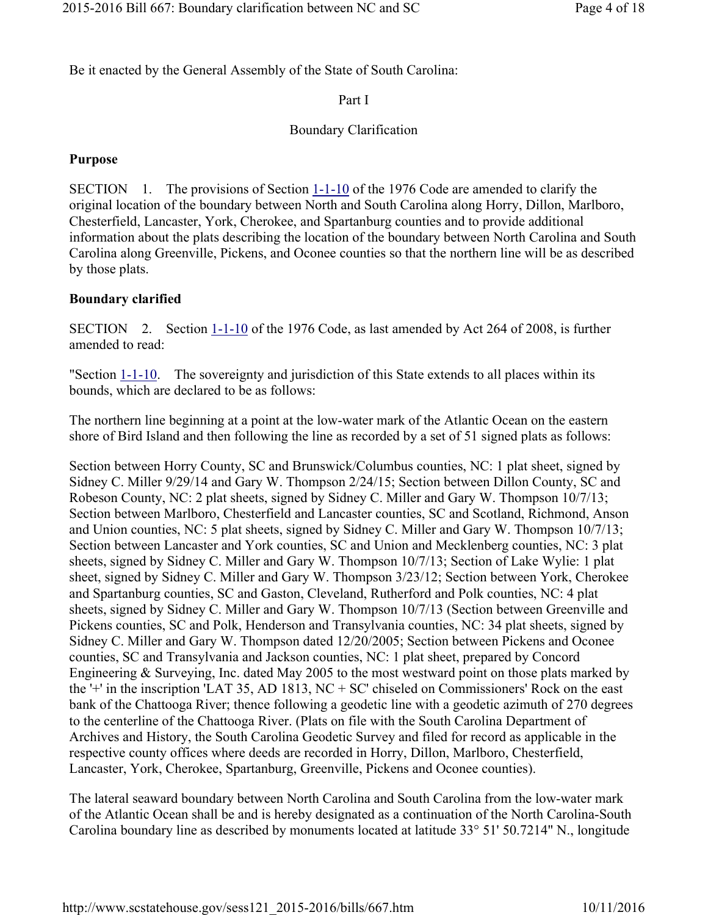Be it enacted by the General Assembly of the State of South Carolina:

Part I

Boundary Clarification

**Purpose**

SECTION 1. The provisions of Section 1-1-10 of the 1976 Code are amended to clarify the original location of the boundary between North and South Carolina along Horry, Dillon, Marlboro, Chesterfield, Lancaster, York, Cherokee, and Spartanburg counties and to provide additional information about the plats describing the location of the boundary between North Carolina and South Carolina along Greenville, Pickens, and Oconee counties so that the northern line will be as described by those plats.

**Boundary clarified**

SECTION 2. Section 1-1-10 of the 1976 Code, as last amended by Act 264 of 2008, is further amended to read:

"Section 1-1-10. The sovereignty and jurisdiction of this State extends to all places within its bounds, which are declared to be as follows:

The northern line beginning at a point at the low-water mark of the Atlantic Ocean on the eastern shore of Bird Island and then following the line as recorded by a set of 51 signed plats as follows:

Section between Horry County, SC and Brunswick/Columbus counties, NC: 1 plat sheet, signed by Sidney C. Miller 9/29/14 and Gary W. Thompson 2/24/15; Section between Dillon County, SC and Robeson County, NC: 2 plat sheets, signed by Sidney C. Miller and Gary W. Thompson 10/7/13; Section between Marlboro, Chesterfield and Lancaster counties, SC and Scotland, Richmond, Anson and Union counties, NC: 5 plat sheets, signed by Sidney C. Miller and Gary W. Thompson 10/7/13; Section between Lancaster and York counties, SC and Union and Mecklenberg counties, NC: 3 plat sheets, signed by Sidney C. Miller and Gary W. Thompson 10/7/13; Section of Lake Wylie: 1 plat sheet, signed by Sidney C. Miller and Gary W. Thompson 3/23/12; Section between York, Cherokee and Spartanburg counties, SC and Gaston, Cleveland, Rutherford and Polk counties, NC: 4 plat sheets, signed by Sidney C. Miller and Gary W. Thompson 10/7/13 (Section between Greenville and Pickens counties, SC and Polk, Henderson and Transylvania counties, NC: 34 plat sheets, signed by Sidney C. Miller and Gary W. Thompson dated 12/20/2005; Section between Pickens and Oconee counties, SC and Transylvania and Jackson counties, NC: 1 plat sheet, prepared by Concord Engineering & Surveying, Inc. dated May 2005 to the most westward point on those plats marked by the '+' in the inscription 'LAT 35, AD 1813, NC + SC' chiseled on Commissioners' Rock on the east bank of the Chattooga River; thence following a geodetic line with a geodetic azimuth of 270 degrees to the centerline of the Chattooga River. (Plats on file with the South Carolina Department of Archives and History, the South Carolina Geodetic Survey and filed for record as applicable in the respective county offices where deeds are recorded in Horry, Dillon, Marlboro, Chesterfield, Lancaster, York, Cherokee, Spartanburg, Greenville, Pickens and Oconee counties).

The lateral seaward boundary between North Carolina and South Carolina from the low-water mark of the Atlantic Ocean shall be and is hereby designated as a continuation of the North Carolina-South Carolina boundary line as described by monuments located at latitude 33° 51' 50.7214" N., longitude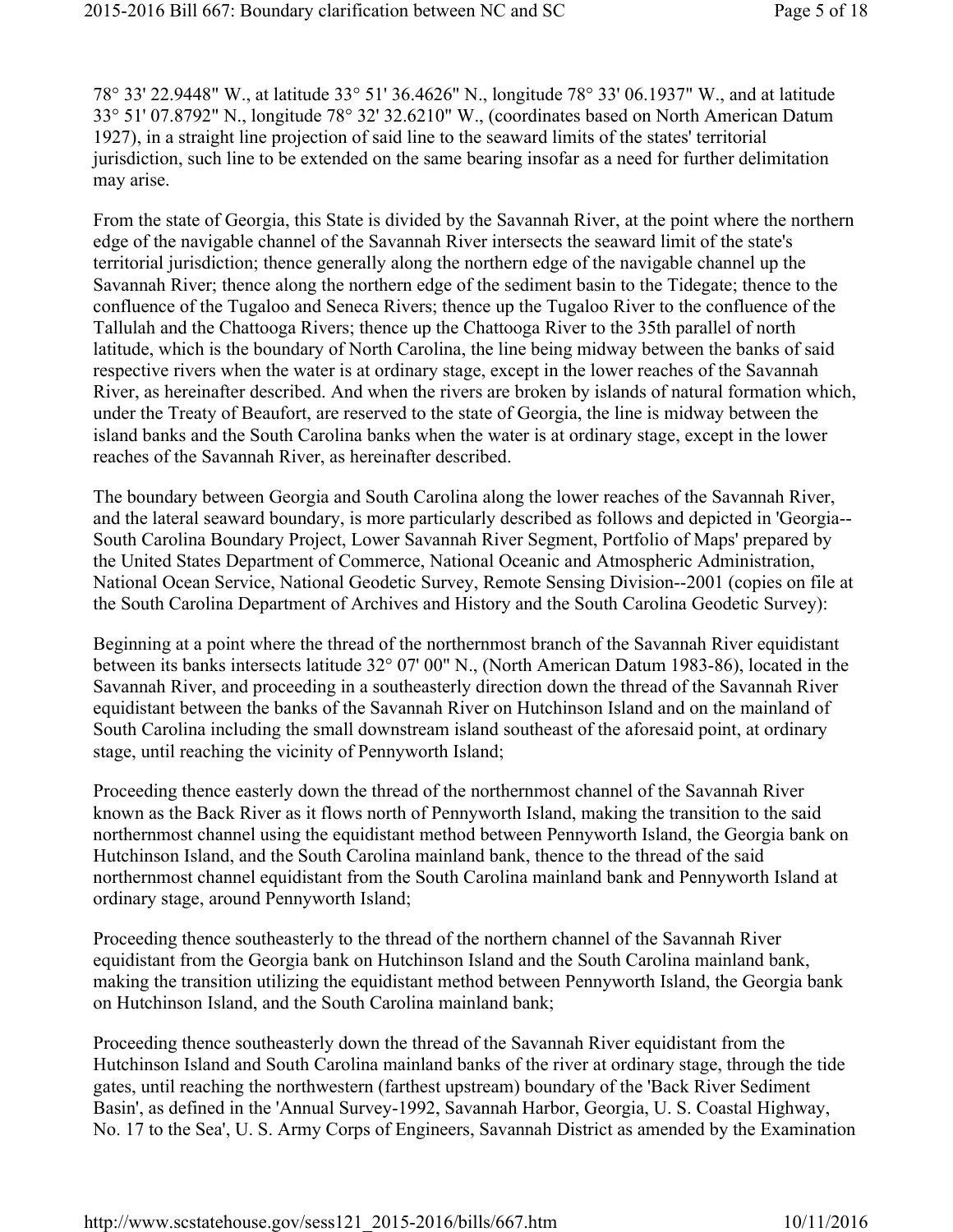78° 33' 22.9448" W., at latitude 33° 51' 36.4626" N., longitude 78° 33' 06.1937" W., and at latitude 33° 51' 07.8792" N., longitude 78° 32' 32.6210" W., (coordinates based on North American Datum 1927), in a straight line projection of said line to the seaward limits of the states' territorial jurisdiction, such line to be extended on the same bearing insofar as a need for further delimitation may arise.

From the state of Georgia, this State is divided by the Savannah River, at the point where the northern edge of the navigable channel of the Savannah River intersects the seaward limit of the state's territorial jurisdiction; thence generally along the northern edge of the navigable channel up the Savannah River; thence along the northern edge of the sediment basin to the Tidegate; thence to the confluence of the Tugaloo and Seneca Rivers; thence up the Tugaloo River to the confluence of the Tallulah and the Chattooga Rivers; thence up the Chattooga River to the 35th parallel of north latitude, which is the boundary of North Carolina, the line being midway between the banks of said respective rivers when the water is at ordinary stage, except in the lower reaches of the Savannah River, as hereinafter described. And when the rivers are broken by islands of natural formation which, under the Treaty of Beaufort, are reserved to the state of Georgia, the line is midway between the island banks and the South Carolina banks when the water is at ordinary stage, except in the lower reaches of the Savannah River, as hereinafter described.

The boundary between Georgia and South Carolina along the lower reaches of the Savannah River, and the lateral seaward boundary, is more particularly described as follows and depicted in 'Georgia--South Carolina Boundary Project, Lower Savannah River Segment, Portfolio of Maps' prepared by the United States Department of Commerce, National Oceanic and Atmospheric Administration, National Ocean Service, National Geodetic Survey, Remote Sensing Division--2001 (copies on file at the South Carolina Department of Archives and History and the South Carolina Geodetic Survey):

Beginning at a point where the thread of the northernmost branch of the Savannah River equidistant between its banks intersects latitude 32° 07' 00" N., (North American Datum 1983-86), located in the Savannah River, and proceeding in a southeasterly direction down the thread of the Savannah River equidistant between the banks of the Savannah River on Hutchinson Island and on the mainland of South Carolina including the small downstream island southeast of the aforesaid point, at ordinary stage, until reaching the vicinity of Pennyworth Island;

Proceeding thence easterly down the thread of the northernmost channel of the Savannah River known as the Back River as it flows north of Pennyworth Island, making the transition to the said northernmost channel using the equidistant method between Pennyworth Island, the Georgia bank on Hutchinson Island, and the South Carolina mainland bank, thence to the thread of the said northernmost channel equidistant from the South Carolina mainland bank and Pennyworth Island at ordinary stage, around Pennyworth Island;

Proceeding thence southeasterly to the thread of the northern channel of the Savannah River equidistant from the Georgia bank on Hutchinson Island and the South Carolina mainland bank, making the transition utilizing the equidistant method between Pennyworth Island, the Georgia bank on Hutchinson Island, and the South Carolina mainland bank;

Proceeding thence southeasterly down the thread of the Savannah River equidistant from the Hutchinson Island and South Carolina mainland banks of the river at ordinary stage, through the tide gates, until reaching the northwestern (farthest upstream) boundary of the 'Back River Sediment Basin', as defined in the 'Annual Survey-1992, Savannah Harbor, Georgia, U. S. Coastal Highway, No. 17 to the Sea', U. S. Army Corps of Engineers, Savannah District as amended by the Examination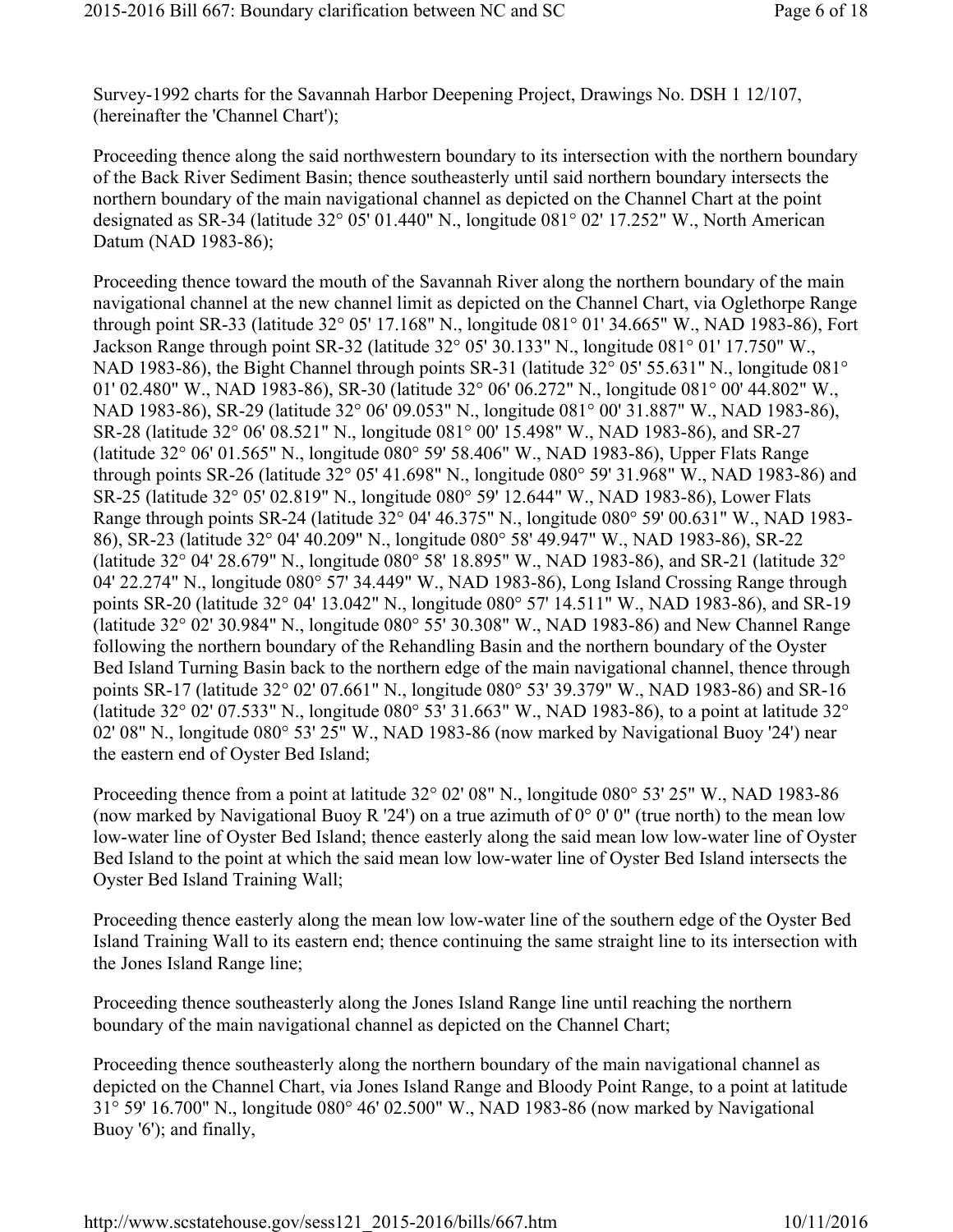Survey-1992 charts for the Savannah Harbor Deepening Project, Drawings No. DSH 1 12/107, (hereinafter the 'Channel Chart');

Proceeding thence along the said northwestern boundary to its intersection with the northern boundary of the Back River Sediment Basin; thence southeasterly until said northern boundary intersects the northern boundary of the main navigational channel as depicted on the Channel Chart at the point designated as SR-34 (latitude 32° 05' 01.440" N., longitude 081° 02' 17.252" W., North American Datum (NAD 1983-86);

Proceeding thence toward the mouth of the Savannah River along the northern boundary of the main navigational channel at the new channel limit as depicted on the Channel Chart, via Oglethorpe Range through point SR-33 (latitude 32° 05' 17.168" N., longitude 081° 01' 34.665" W., NAD 1983-86), Fort Jackson Range through point SR-32 (latitude 32° 05' 30.133" N., longitude 081° 01' 17.750" W., NAD 1983-86), the Bight Channel through points SR-31 (latitude 32° 05' 55.631" N., longitude 081° 01' 02.480" W., NAD 1983-86), SR-30 (latitude 32° 06' 06.272" N., longitude 081° 00' 44.802" W., NAD 1983-86), SR-29 (latitude 32° 06' 09.053" N., longitude 081° 00' 31.887" W., NAD 1983-86), SR-28 (latitude 32° 06' 08.521" N., longitude 081° 00' 15.498" W., NAD 1983-86), and SR-27 (latitude 32° 06' 01.565" N., longitude 080° 59' 58.406" W., NAD 1983-86), Upper Flats Range through points SR-26 (latitude 32° 05' 41.698" N., longitude 080° 59' 31.968" W., NAD 1983-86) and SR-25 (latitude 32° 05' 02.819" N., longitude 080° 59' 12.644" W., NAD 1983-86), Lower Flats Range through points SR-24 (latitude 32° 04' 46.375" N., longitude 080° 59' 00.631" W., NAD 1983-86), SR-23 (latitude 32° 04' 40.209" N., longitude 080° 58' 49.947" W., NAD 1983-86), SR-22 (latitude 32° 04' 28.679" N., longitude 080° 58' 18.895" W., NAD 1983-86), and SR-21 (latitude 32° 04' 22.274" N., longitude 080° 57' 34.449" W., NAD 1983-86), Long Island Crossing Range through points SR-20 (latitude 32° 04' 13.042" N., longitude 080° 57' 14.511" W., NAD 1983-86), and SR-19 (latitude 32° 02' 30.984" N., longitude 080° 55' 30.308" W., NAD 1983-86) and New Channel Range following the northern boundary of the Rehandling Basin and the northern boundary of the Oyster Bed Island Turning Basin back to the northern edge of the main navigational channel, thence through points SR-17 (latitude 32° 02' 07.661" N., longitude 080° 53' 39.379" W., NAD 1983-86) and SR-16 (latitude 32° 02' 07.533" N., longitude 080° 53' 31.663" W., NAD 1983-86), to a point at latitude 32° 02' 08" N., longitude 080° 53' 25" W., NAD 1983-86 (now marked by Navigational Buoy '24') near the eastern end of Oyster Bed Island;

Proceeding thence from a point at latitude 32° 02' 08" N., longitude 080° 53' 25" W., NAD 1983-86 (now marked by Navigational Buoy R '24') on a true azimuth of 0° 0' 0" (true north) to the mean low low-water line of Oyster Bed Island; thence easterly along the said mean low low-water line of Oyster Bed Island to the point at which the said mean low low-water line of Oyster Bed Island intersects the Oyster Bed Island Training Wall;

Proceeding thence easterly along the mean low low-water line of the southern edge of the Oyster Bed Island Training Wall to its eastern end; thence continuing the same straight line to its intersection with the Jones Island Range line;

Proceeding thence southeasterly along the Jones Island Range line until reaching the northern boundary of the main navigational channel as depicted on the Channel Chart;

Proceeding thence southeasterly along the northern boundary of the main navigational channel as depicted on the Channel Chart, via Jones Island Range and Bloody Point Range, to a point at latitude 31° 59' 16.700" N., longitude 080° 46' 02.500" W., NAD 1983-86 (now marked by Navigational Buoy '6'); and finally,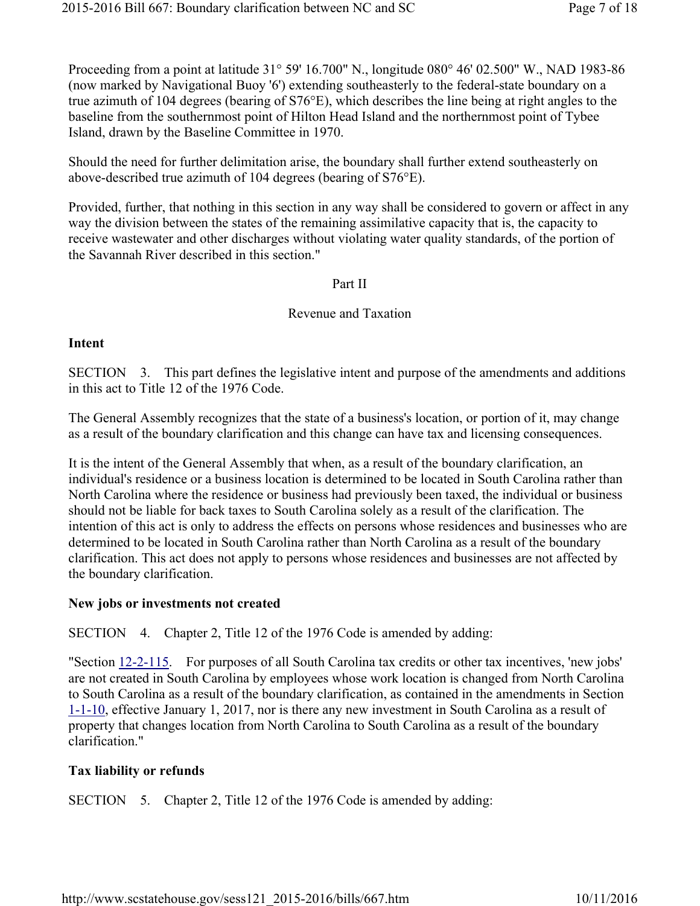Proceeding from a point at latitude 31° 59' 16.700" N., longitude 080° 46' 02.500" W., NAD 1983-86 (now marked by Navigational Buoy '6') extending southeasterly to the federal-state boundary on a true azimuth of 104 degrees (bearing of S76°E), which describes the line being at right angles to the baseline from the southernmost point of Hilton Head Island and the northernmost point of Tybee Island, drawn by the Baseline Committee in 1970.

Should the need for further delimitation arise, the boundary shall further extend southeasterly on above-described true azimuth of 104 degrees (bearing of S76°E).

Provided, further, that nothing in this section in any way shall be considered to govern or affect in any way the division between the states of the remaining assimilative capacity that is, the capacity to receive wastewater and other discharges without violating water quality standards, of the portion of the Savannah River described in this section."

Part II

Revenue and Taxation

**Intent**

SECTION 3. This part defines the legislative intent and purpose of the amendments and additions in this act to Title 12 of the 1976 Code.

The General Assembly recognizes that the state of a business's location, or portion of it, may change as a result of the boundary clarification and this change can have tax and licensing consequences.

It is the intent of the General Assembly that when, as a result of the boundary clarification, an individual's residence or a business location is determined to be located in South Carolina rather than North Carolina where the residence or business had previously been taxed, the individual or business should not be liable for back taxes to South Carolina solely as a result of the clarification. The intention of this act is only to address the effects on persons whose residences and businesses who are determined to be located in South Carolina rather than North Carolina as a result of the boundary clarification. This act does not apply to persons whose residences and businesses are not affected by the boundary clarification.

**New jobs or investments not created**

SECTION 4. Chapter 2, Title 12 of the 1976 Code is amended by adding:

"Section 12-2-115. For purposes of all South Carolina tax credits or other tax incentives, 'new jobs' are not created in South Carolina by employees whose work location is changed from North Carolina to South Carolina as a result of the boundary clarification, as contained in the amendments in Section 1-1-10, effective January 1, 2017, nor is there any new investment in South Carolina as a result of property that changes location from North Carolina to South Carolina as a result of the boundary clarification."

**Tax liability or refunds**

SECTION 5. Chapter 2, Title 12 of the 1976 Code is amended by adding: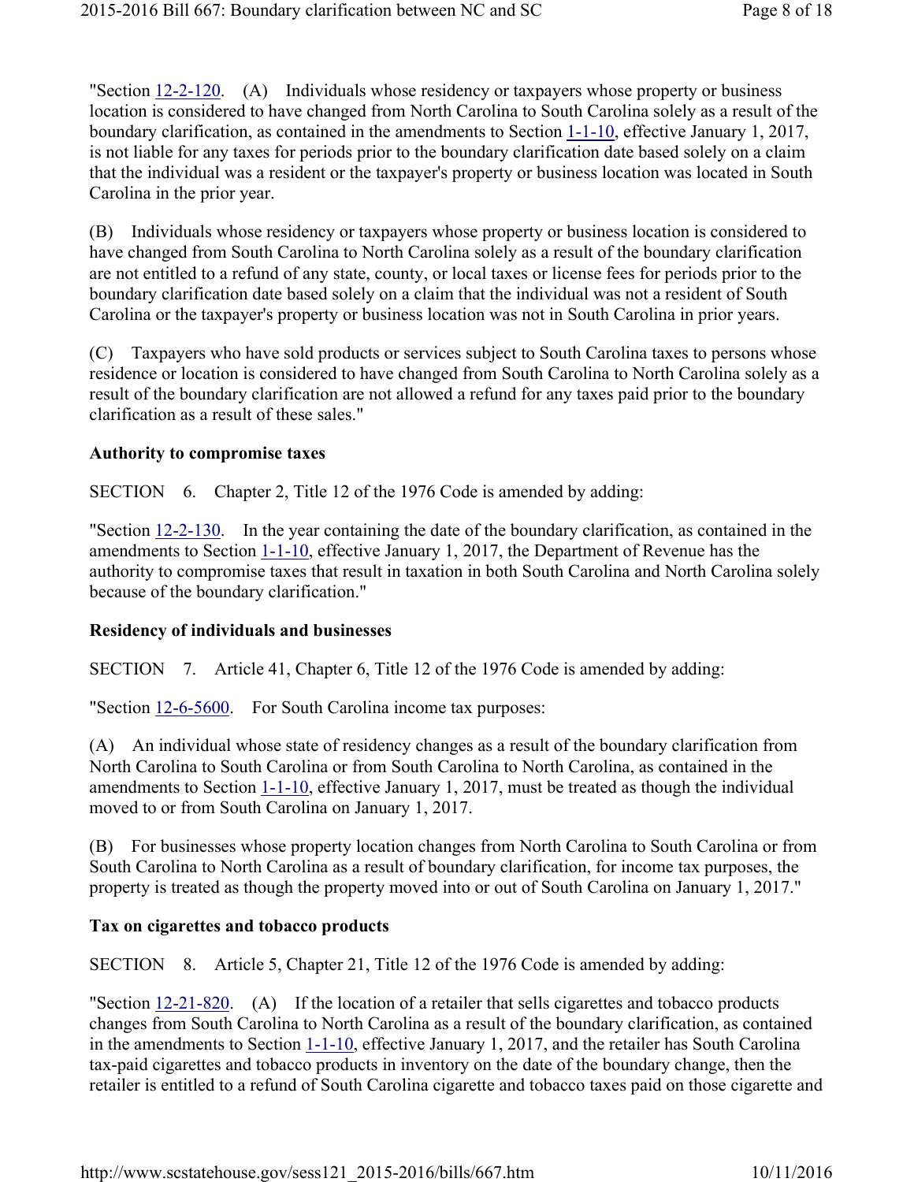"Section 12-2-120. (A) Individuals whose residency or taxpayers whose property or business location is considered to have changed from North Carolina to South Carolina solely as a result of the boundary clarification, as contained in the amendments to Section 1-1-10, effective January 1, 2017, is not liable for any taxes for periods prior to the boundary clarification date based solely on a claim that the individual was a resident or the taxpayer's property or business location was located in South Carolina in the prior year.

(B) Individuals whose residency or taxpayers whose property or business location is considered to have changed from South Carolina to North Carolina solely as a result of the boundary clarification are not entitled to a refund of any state, county, or local taxes or license fees for periods prior to the boundary clarification date based solely on a claim that the individual was not a resident of South Carolina or the taxpayer's property or business location was not in South Carolina in prior years.

(C) Taxpayers who have sold products or services subject to South Carolina taxes to persons whose residence or location is considered to have changed from South Carolina to North Carolina solely as a result of the boundary clarification are not allowed a refund for any taxes paid prior to the boundary clarification as a result of these sales."

**Authority to compromise taxes**

SECTION 6. Chapter 2, Title 12 of the 1976 Code is amended by adding:

"Section 12-2-130. In the year containing the date of the boundary clarification, as contained in the amendments to Section 1-1-10, effective January 1, 2017, the Department of Revenue has the authority to compromise taxes that result in taxation in both South Carolina and North Carolina solely because of the boundary clarification."

**Residency of individuals and businesses**

SECTION 7. Article 41, Chapter 6, Title 12 of the 1976 Code is amended by adding:

"Section 12-6-5600. For South Carolina income tax purposes:

(A) An individual whose state of residency changes as a result of the boundary clarification from North Carolina to South Carolina or from South Carolina to North Carolina, as contained in the amendments to Section 1-1-10, effective January 1, 2017, must be treated as though the individual moved to or from South Carolina on January 1, 2017.

(B) For businesses whose property location changes from North Carolina to South Carolina or from South Carolina to North Carolina as a result of boundary clarification, for income tax purposes, the property is treated as though the property moved into or out of South Carolina on January 1, 2017."

**Tax on cigarettes and tobacco products**

SECTION 8. Article 5, Chapter 21, Title 12 of the 1976 Code is amended by adding:

"Section 12-21-820. (A) If the location of a retailer that sells cigarettes and tobacco products changes from South Carolina to North Carolina as a result of the boundary clarification, as contained in the amendments to Section 1-1-10, effective January 1, 2017, and the retailer has South Carolina tax-paid cigarettes and tobacco products in inventory on the date of the boundary change, then the retailer is entitled to a refund of South Carolina cigarette and tobacco taxes paid on those cigarette and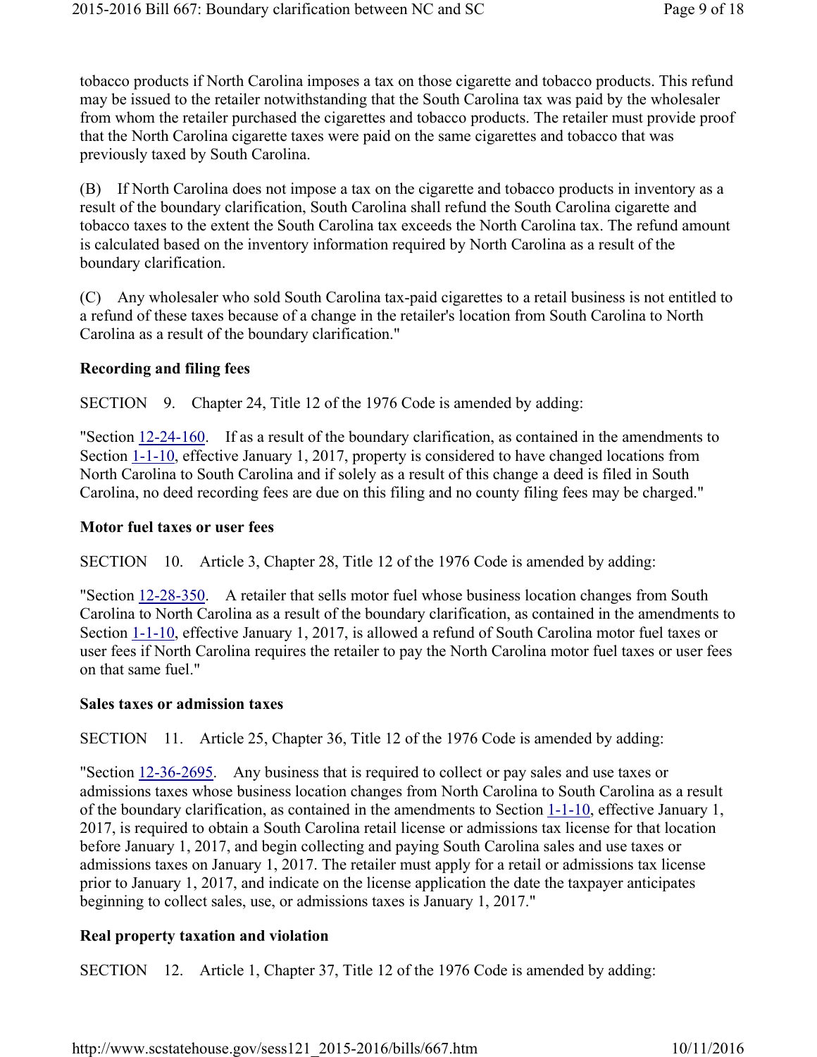tobacco products if North Carolina imposes a tax on those cigarette and tobacco products. This refund may be issued to the retailer notwithstanding that the South Carolina tax was paid by the wholesaler from whom the retailer purchased the cigarettes and tobacco products. The retailer must provide proof that the North Carolina cigarette taxes were paid on the same cigarettes and tobacco that was previously taxed by South Carolina.

(B) If North Carolina does not impose a tax on the cigarette and tobacco products in inventory as a result of the boundary clarification, South Carolina shall refund the South Carolina cigarette and tobacco taxes to the extent the South Carolina tax exceeds the North Carolina tax. The refund amount is calculated based on the inventory information required by North Carolina as a result of the boundary clarification.

(C) Any wholesaler who sold South Carolina tax-paid cigarettes to a retail business is not entitled to a refund of these taxes because of a change in the retailer's location from South Carolina to North Carolina as a result of the boundary clarification."

**Recording and filing fees**

SECTION 9. Chapter 24, Title 12 of the 1976 Code is amended by adding:

"Section 12-24-160. If as a result of the boundary clarification, as contained in the amendments to Section 1-1-10, effective January 1, 2017, property is considered to have changed locations from North Carolina to South Carolina and if solely as a result of this change a deed is filed in South Carolina, no deed recording fees are due on this filing and no county filing fees may be charged."

**Motor fuel taxes or user fees**

SECTION 10. Article 3, Chapter 28, Title 12 of the 1976 Code is amended by adding:

"Section 12-28-350. A retailer that sells motor fuel whose business location changes from South Carolina to North Carolina as a result of the boundary clarification, as contained in the amendments to Section 1-1-10, effective January 1, 2017, is allowed a refund of South Carolina motor fuel taxes or user fees if North Carolina requires the retailer to pay the North Carolina motor fuel taxes or user fees on that same fuel."

**Sales taxes or admission taxes**

SECTION 11. Article 25, Chapter 36, Title 12 of the 1976 Code is amended by adding:

"Section 12-36-2695. Any business that is required to collect or pay sales and use taxes or admissions taxes whose business location changes from North Carolina to South Carolina as a result of the boundary clarification, as contained in the amendments to Section 1-1-10, effective January 1, 2017, is required to obtain a South Carolina retail license or admissions tax license for that location before January 1, 2017, and begin collecting and paying South Carolina sales and use taxes or admissions taxes on January 1, 2017. The retailer must apply for a retail or admissions tax license prior to January 1, 2017, and indicate on the license application the date the taxpayer anticipates beginning to collect sales, use, or admissions taxes is January 1, 2017."

**Real property taxation and violation**

SECTION 12. Article 1, Chapter 37, Title 12 of the 1976 Code is amended by adding: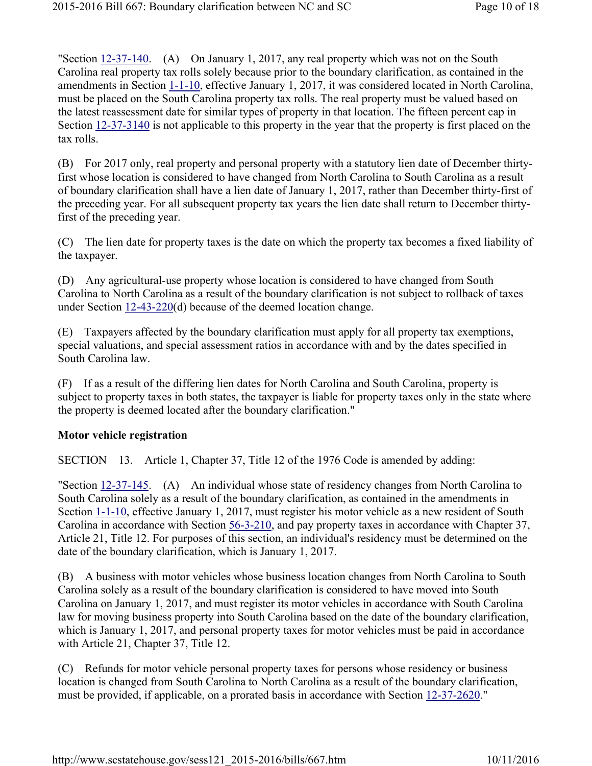"Section 12-37-140. (A) On January 1, 2017, any real property which was not on the South Carolina real property tax rolls solely because prior to the boundary clarification, as contained in the amendments in Section 1-1-10, effective January 1, 2017, it was considered located in North Carolina, must be placed on the South Carolina property tax rolls. The real property must be valued based on the latest reassessment date for similar types of property in that location. The fifteen percent cap in Section 12-37-3140 is not applicable to this property in the year that the property is first placed on the tax rolls.

(B) For 2017 only, real property and personal property with a statutory lien date of December thirty-first whose location is considered to have changed from North Carolina to South Carolina as a result of boundary clarification shall have a lien date of January 1, 2017, rather than December thirty-first of the preceding year. For all subsequent property tax years the lien date shall return to December thirty-first of the preceding year.

(C) The lien date for property taxes is the date on which the property tax becomes a fixed liability of the taxpayer.

(D) Any agricultural-use property whose location is considered to have changed from South Carolina to North Carolina as a result of the boundary clarification is not subject to rollback of taxes under Section 12-43-220(d) because of the deemed location change.

(E) Taxpayers affected by the boundary clarification must apply for all property tax exemptions, special valuations, and special assessment ratios in accordance with and by the dates specified in South Carolina law.

(F) If as a result of the differing lien dates for North Carolina and South Carolina, property is subject to property taxes in both states, the taxpayer is liable for property taxes only in the state where the property is deemed located after the boundary clarification."

**Motor vehicle registration**

SECTION 13. Article 1, Chapter 37, Title 12 of the 1976 Code is amended by adding:

"Section 12-37-145. (A) An individual whose state of residency changes from North Carolina to South Carolina solely as a result of the boundary clarification, as contained in the amendments in Section 1-1-10, effective January 1, 2017, must register his motor vehicle as a new resident of South Carolina in accordance with Section 56-3-210, and pay property taxes in accordance with Chapter 37, Article 21, Title 12. For purposes of this section, an individual's residency must be determined on the date of the boundary clarification, which is January 1, 2017.

(B) A business with motor vehicles whose business location changes from North Carolina to South Carolina solely as a result of the boundary clarification is considered to have moved into South Carolina on January 1, 2017, and must register its motor vehicles in accordance with South Carolina law for moving business property into South Carolina based on the date of the boundary clarification, which is January 1, 2017, and personal property taxes for motor vehicles must be paid in accordance with Article 21, Chapter 37, Title 12.

(C) Refunds for motor vehicle personal property taxes for persons whose residency or business location is changed from South Carolina to North Carolina as a result of the boundary clarification, must be provided, if applicable, on a prorated basis in accordance with Section 12-37-2620."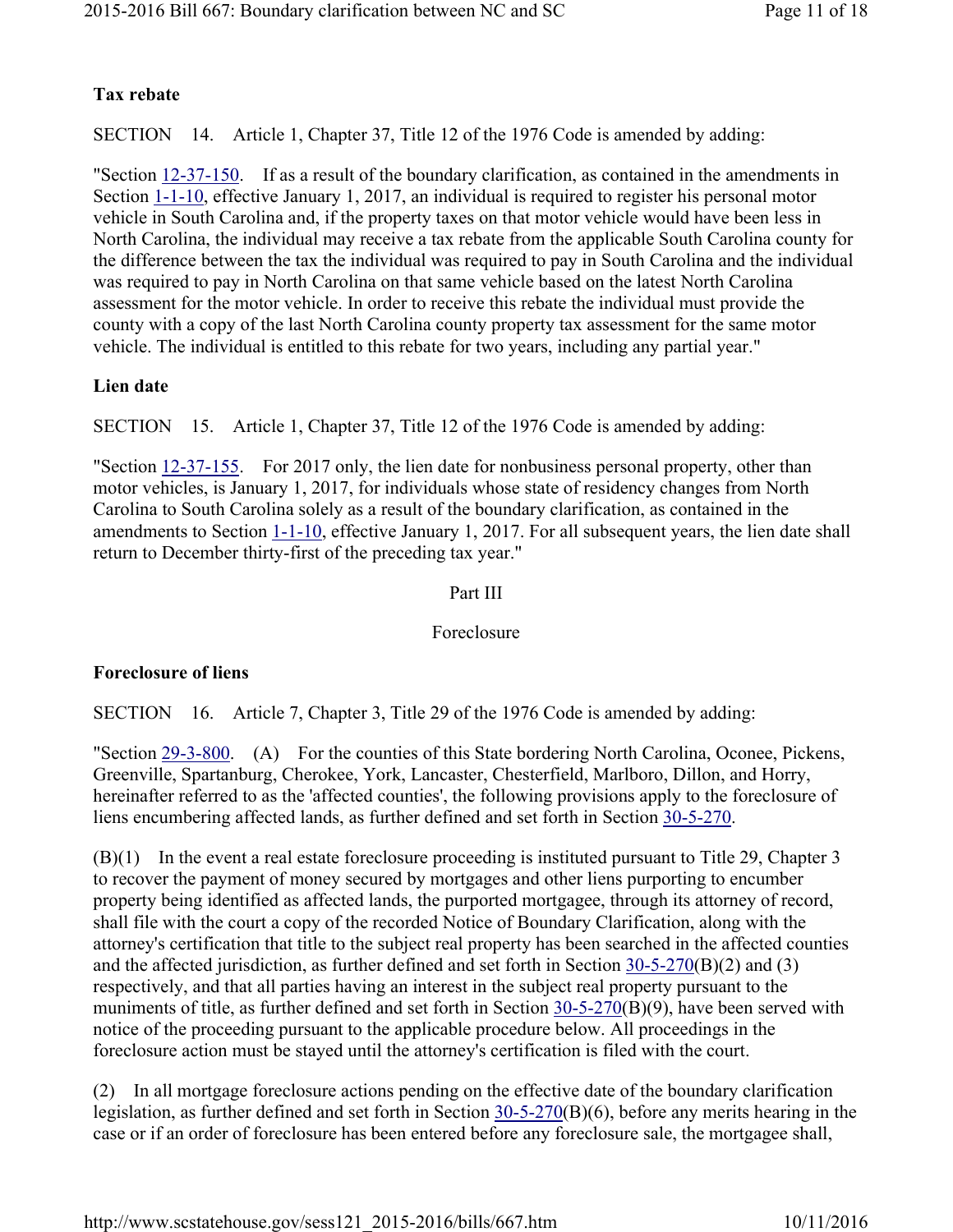**Tax rebate**

SECTION 14. Article 1, Chapter 37, Title 12 of the 1976 Code is amended by adding:

"Section 12-37-150. If as a result of the boundary clarification, as contained in the amendments in Section 1-1-10, effective January 1, 2017, an individual is required to register his personal motor vehicle in South Carolina and, if the property taxes on that motor vehicle would have been less in North Carolina, the individual may receive a tax rebate from the applicable South Carolina county for the difference between the tax the individual was required to pay in South Carolina and the individual was required to pay in North Carolina on that same vehicle based on the latest North Carolina assessment for the motor vehicle. In order to receive this rebate the individual must provide the county with a copy of the last North Carolina county property tax assessment for the same motor vehicle. The individual is entitled to this rebate for two years, including any partial year."

**Lien date**

SECTION 15. Article 1, Chapter 37, Title 12 of the 1976 Code is amended by adding:

"Section 12-37-155. For 2017 only, the lien date for nonbusiness personal property, other than motor vehicles, is January 1, 2017, for individuals whose state of residency changes from North Carolina to South Carolina solely as a result of the boundary clarification, as contained in the amendments to Section 1-1-10, effective January 1, 2017. For all subsequent years, the lien date shall return to December thirty-first of the preceding tax year."

Part III

Foreclosure

**Foreclosure of liens**

SECTION 16. Article 7, Chapter 3, Title 29 of the 1976 Code is amended by adding:

"Section 29-3-800. (A) For the counties of this State bordering North Carolina, Oconee, Pickens, Greenville, Spartanburg, Cherokee, York, Lancaster, Chesterfield, Marlboro, Dillon, and Horry, hereinafter referred to as the 'affected counties', the following provisions apply to the foreclosure of liens encumbering affected lands, as further defined and set forth in Section 30-5-270.

(B)(1) In the event a real estate foreclosure proceeding is instituted pursuant to Title 29, Chapter 3 to recover the payment of money secured by mortgages and other liens purporting to encumber property being identified as affected lands, the purported mortgagee, through its attorney of record, shall file with the court a copy of the recorded Notice of Boundary Clarification, along with the attorney's certification that title to the subject real property has been searched in the affected counties and the affected jurisdiction, as further defined and set forth in Section 30-5-270(B)(2) and (3) respectively, and that all parties having an interest in the subject real property pursuant to the muniments of title, as further defined and set forth in Section 30-5-270(B)(9), have been served with notice of the proceeding pursuant to the applicable procedure below. All proceedings in the foreclosure action must be stayed until the attorney's certification is filed with the court.

(2) In all mortgage foreclosure actions pending on the effective date of the boundary clarification legislation, as further defined and set forth in Section 30-5-270(B)(6), before any merits hearing in the case or if an order of foreclosure has been entered before any foreclosure sale, the mortgagee shall,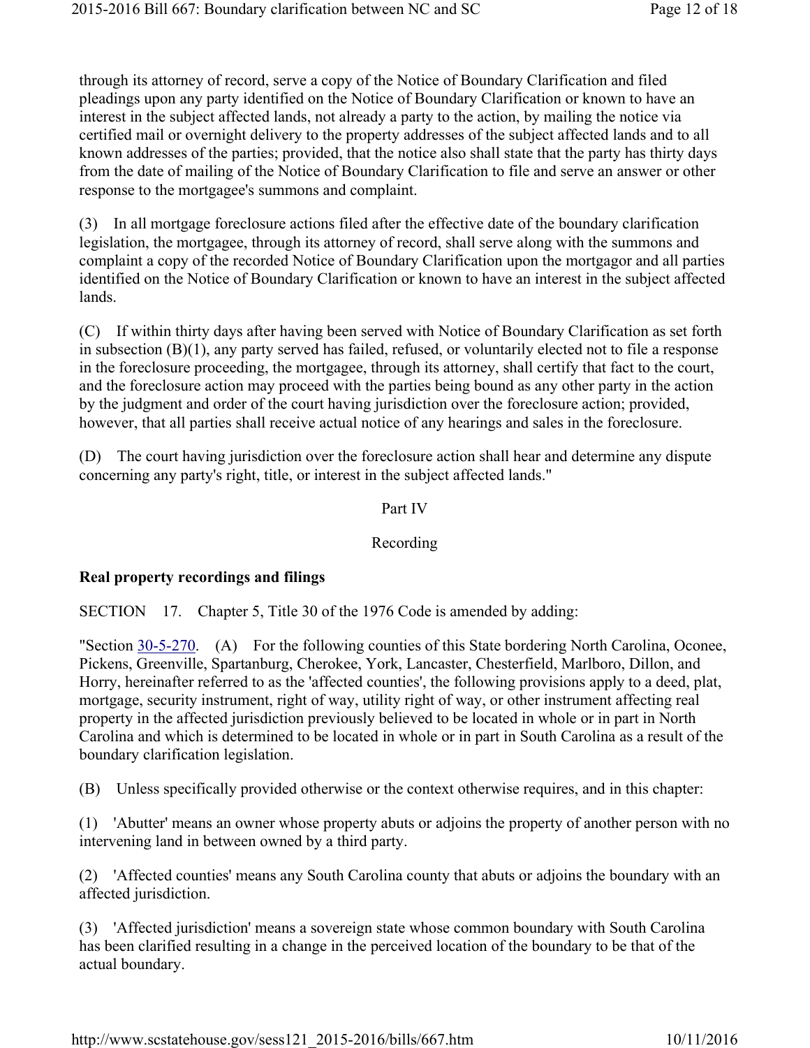through its attorney of record, serve a copy of the Notice of Boundary Clarification and filed pleadings upon any party identified on the Notice of Boundary Clarification or known to have an interest in the subject affected lands, not already a party to the action, by mailing the notice via certified mail or overnight delivery to the property addresses of the subject affected lands and to all known addresses of the parties; provided, that the notice also shall state that the party has thirty days from the date of mailing of the Notice of Boundary Clarification to file and serve an answer or other response to the mortgagee's summons and complaint.

(3) In all mortgage foreclosure actions filed after the effective date of the boundary clarification legislation, the mortgagee, through its attorney of record, shall serve along with the summons and complaint a copy of the recorded Notice of Boundary Clarification upon the mortgagor and all parties identified on the Notice of Boundary Clarification or known to have an interest in the subject affected lands.

(C) If within thirty days after having been served with Notice of Boundary Clarification as set forth in subsection (B)(1), any party served has failed, refused, or voluntarily elected not to file a response in the foreclosure proceeding, the mortgagee, through its attorney, shall certify that fact to the court, and the foreclosure action may proceed with the parties being bound as any other party in the action by the judgment and order of the court having jurisdiction over the foreclosure action; provided, however, that all parties shall receive actual notice of any hearings and sales in the foreclosure.

(D) The court having jurisdiction over the foreclosure action shall hear and determine any dispute concerning any party's right, title, or interest in the subject affected lands."

Part IV

Recording

**Real property recordings and filings**

SECTION 17. Chapter 5, Title 30 of the 1976 Code is amended by adding:

"Section 30-5-270. (A) For the following counties of this State bordering North Carolina, Oconee, Pickens, Greenville, Spartanburg, Cherokee, York, Lancaster, Chesterfield, Marlboro, Dillon, and Horry, hereinafter referred to as the 'affected counties', the following provisions apply to a deed, plat, mortgage, security instrument, right of way, utility right of way, or other instrument affecting real property in the affected jurisdiction previously believed to be located in whole or in part in North Carolina and which is determined to be located in whole or in part in South Carolina as a result of the boundary clarification legislation.

(B) Unless specifically provided otherwise or the context otherwise requires, and in this chapter:

(1) 'Abutter' means an owner whose property abuts or adjoins the property of another person with no intervening land in between owned by a third party.

(2) 'Affected counties' means any South Carolina county that abuts or adjoins the boundary with an affected jurisdiction.

(3) 'Affected jurisdiction' means a sovereign state whose common boundary with South Carolina has been clarified resulting in a change in the perceived location of the boundary to be that of the actual boundary.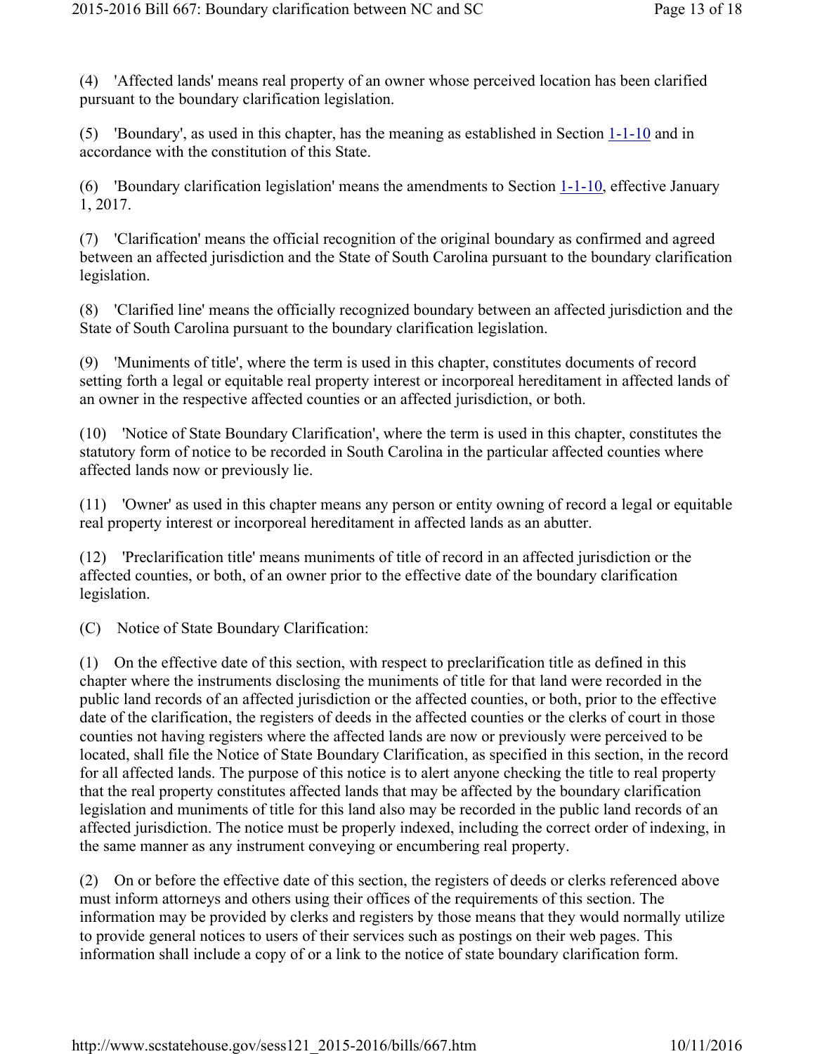(4) 'Affected lands' means real property of an owner whose perceived location has been clarified pursuant to the boundary clarification legislation.

(5) 'Boundary', as used in this chapter, has the meaning as established in Section 1-1-10 and in accordance with the constitution of this State.

(6) 'Boundary clarification legislation' means the amendments to Section 1-1-10, effective January 1, 2017.

(7) 'Clarification' means the official recognition of the original boundary as confirmed and agreed between an affected jurisdiction and the State of South Carolina pursuant to the boundary clarification legislation.

(8) 'Clarified line' means the officially recognized boundary between an affected jurisdiction and the State of South Carolina pursuant to the boundary clarification legislation.

(9) 'Muniments of title', where the term is used in this chapter, constitutes documents of record setting forth a legal or equitable real property interest or incorporeal hereditament in affected lands of an owner in the respective affected counties or an affected jurisdiction, or both.

(10) 'Notice of State Boundary Clarification', where the term is used in this chapter, constitutes the statutory form of notice to be recorded in South Carolina in the particular affected counties where affected lands now or previously lie.

(11) 'Owner' as used in this chapter means any person or entity owning of record a legal or equitable real property interest or incorporeal hereditament in affected lands as an abutter.

(12) 'Preclarification title' means muniments of title of record in an affected jurisdiction or the affected counties, or both, of an owner prior to the effective date of the boundary clarification legislation.

(C) Notice of State Boundary Clarification:

(1) On the effective date of this section, with respect to preclarification title as defined in this chapter where the instruments disclosing the muniments of title for that land were recorded in the public land records of an affected jurisdiction or the affected counties, or both, prior to the effective date of the clarification, the registers of deeds in the affected counties or the clerks of court in those counties not having registers where the affected lands are now or previously were perceived to be located, shall file the Notice of State Boundary Clarification, as specified in this section, in the record for all affected lands. The purpose of this notice is to alert anyone checking the title to real property that the real property constitutes affected lands that may be affected by the boundary clarification legislation and muniments of title for this land also may be recorded in the public land records of an affected jurisdiction. The notice must be properly indexed, including the correct order of indexing, in the same manner as any instrument conveying or encumbering real property.

(2) On or before the effective date of this section, the registers of deeds or clerks referenced above must inform attorneys and others using their offices of the requirements of this section. The information may be provided by clerks and registers by those means that they would normally utilize to provide general notices to users of their services such as postings on their web pages. This information shall include a copy of or a link to the notice of state boundary clarification form.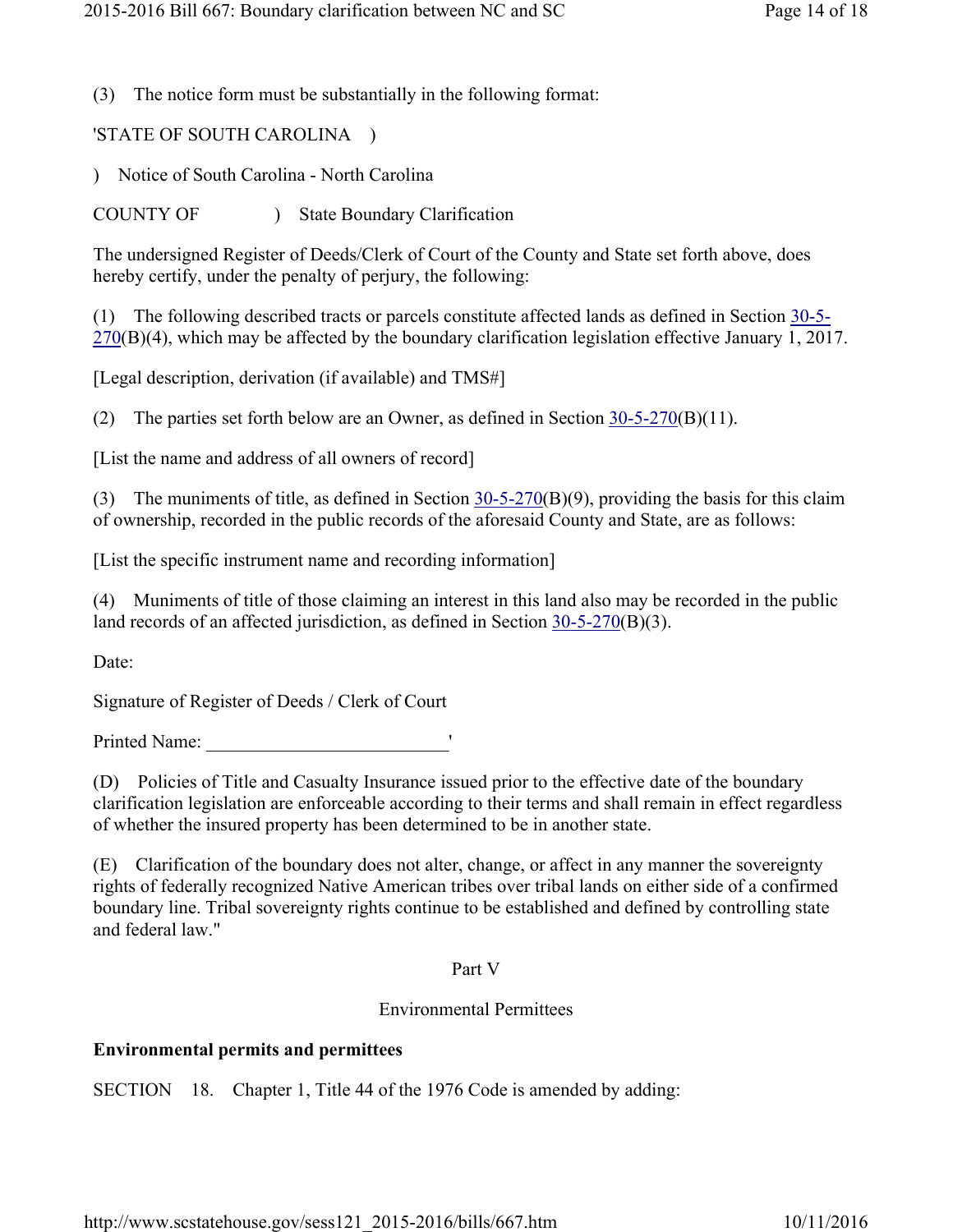(3) The notice form must be substantially in the following format:

'STATE OF SOUTH CAROLINA )

) Notice of South Carolina - North Carolina

COUNTY OF ) State Boundary Clarification

The undersigned Register of Deeds/Clerk of Court of the County and State set forth above, does hereby certify, under the penalty of perjury, the following:

(1) The following described tracts or parcels constitute affected lands as defined in Section 30-5-270(B)(4), which may be affected by the boundary clarification legislation effective January 1, 2017.

[Legal description, derivation (if available) and TMS#]

(2) The parties set forth below are an Owner, as defined in Section 30-5-270(B)(11).

[List the name and address of all owners of record]

(3) The muniments of title, as defined in Section 30-5-270(B)(9), providing the basis for this claim of ownership, recorded in the public records of the aforesaid County and State, are as follows:

[List the specific instrument name and recording information]

(4) Muniments of title of those claiming an interest in this land also may be recorded in the public land records of an affected jurisdiction, as defined in Section 30-5-270(B)(3).

Date:

Signature of Register of Deeds / Clerk of Court

Printed Name: \_\_\_\_\_\_\_\_\_\_\_\_\_\_\_\_\_\_\_\_\_\_\_\_\_\_'

(D) Policies of Title and Casualty Insurance issued prior to the effective date of the boundary clarification legislation are enforceable according to their terms and shall remain in effect regardless of whether the insured property has been determined to be in another state.

(E) Clarification of the boundary does not alter, change, or affect in any manner the sovereignty rights of federally recognized Native American tribes over tribal lands on either side of a confirmed boundary line. Tribal sovereignty rights continue to be established and defined by controlling state and federal law."

Part V

Environmental Permittees

**Environmental permits and permittees**

SECTION 18. Chapter 1, Title 44 of the 1976 Code is amended by adding: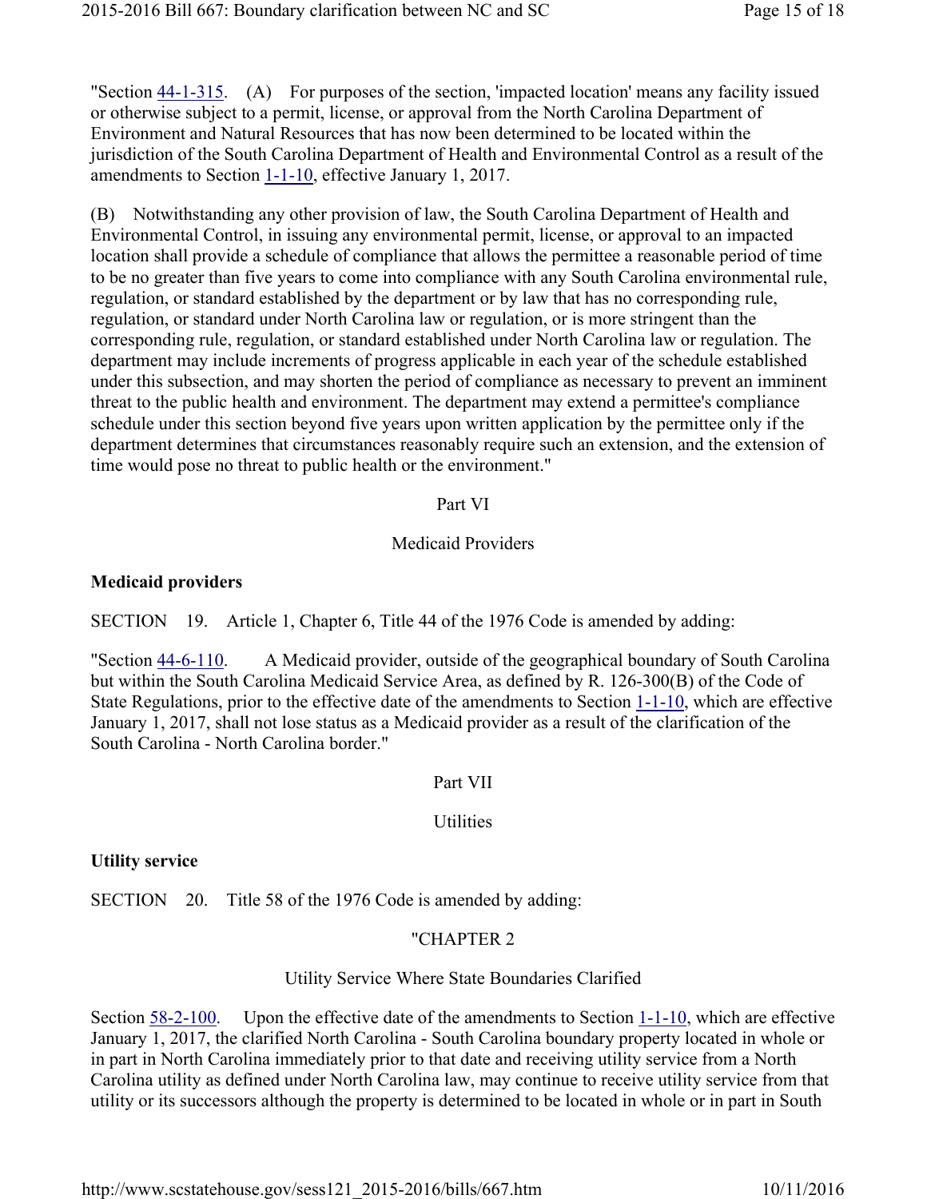"Section 44-1-315. (A) For purposes of the section, 'impacted location' means any facility issued or otherwise subject to a permit, license, or approval from the North Carolina Department of Environment and Natural Resources that has now been determined to be located within the jurisdiction of the South Carolina Department of Health and Environmental Control as a result of the amendments to Section 1-1-10, effective January 1, 2017.

(B) Notwithstanding any other provision of law, the South Carolina Department of Health and Environmental Control, in issuing any environmental permit, license, or approval to an impacted location shall provide a schedule of compliance that allows the permittee a reasonable period of time to be no greater than five years to come into compliance with any South Carolina environmental rule, regulation, or standard established by the department or by law that has no corresponding rule, regulation, or standard under North Carolina law or regulation, or is more stringent than the corresponding rule, regulation, or standard established under North Carolina law or regulation. The department may include increments of progress applicable in each year of the schedule established under this subsection, and may shorten the period of compliance as necessary to prevent an imminent threat to the public health and environment. The department may extend a permittee's compliance schedule under this section beyond five years upon written application by the permittee only if the department determines that circumstances reasonably require such an extension, and the extension of time would pose no threat to public health or the environment."

Part VI

Medicaid Providers

**Medicaid providers**

SECTION 19. Article 1, Chapter 6, Title 44 of the 1976 Code is amended by adding:

"Section 44-6-110. A Medicaid provider, outside of the geographical boundary of South Carolina but within the South Carolina Medicaid Service Area, as defined by R. 126-300(B) of the Code of State Regulations, prior to the effective date of the amendments to Section 1-1-10, which are effective January 1, 2017, shall not lose status as a Medicaid provider as a result of the clarification of the South Carolina - North Carolina border."

Part VII

Utilities

**Utility service**

SECTION 20. Title 58 of the 1976 Code is amended by adding:

"CHAPTER 2

Utility Service Where State Boundaries Clarified

Section 58-2-100. Upon the effective date of the amendments to Section 1-1-10, which are effective January 1, 2017, the clarified North Carolina - South Carolina boundary property located in whole or in part in North Carolina immediately prior to that date and receiving utility service from a North Carolina utility as defined under North Carolina law, may continue to receive utility service from that utility or its successors although the property is determined to be located in whole or in part in South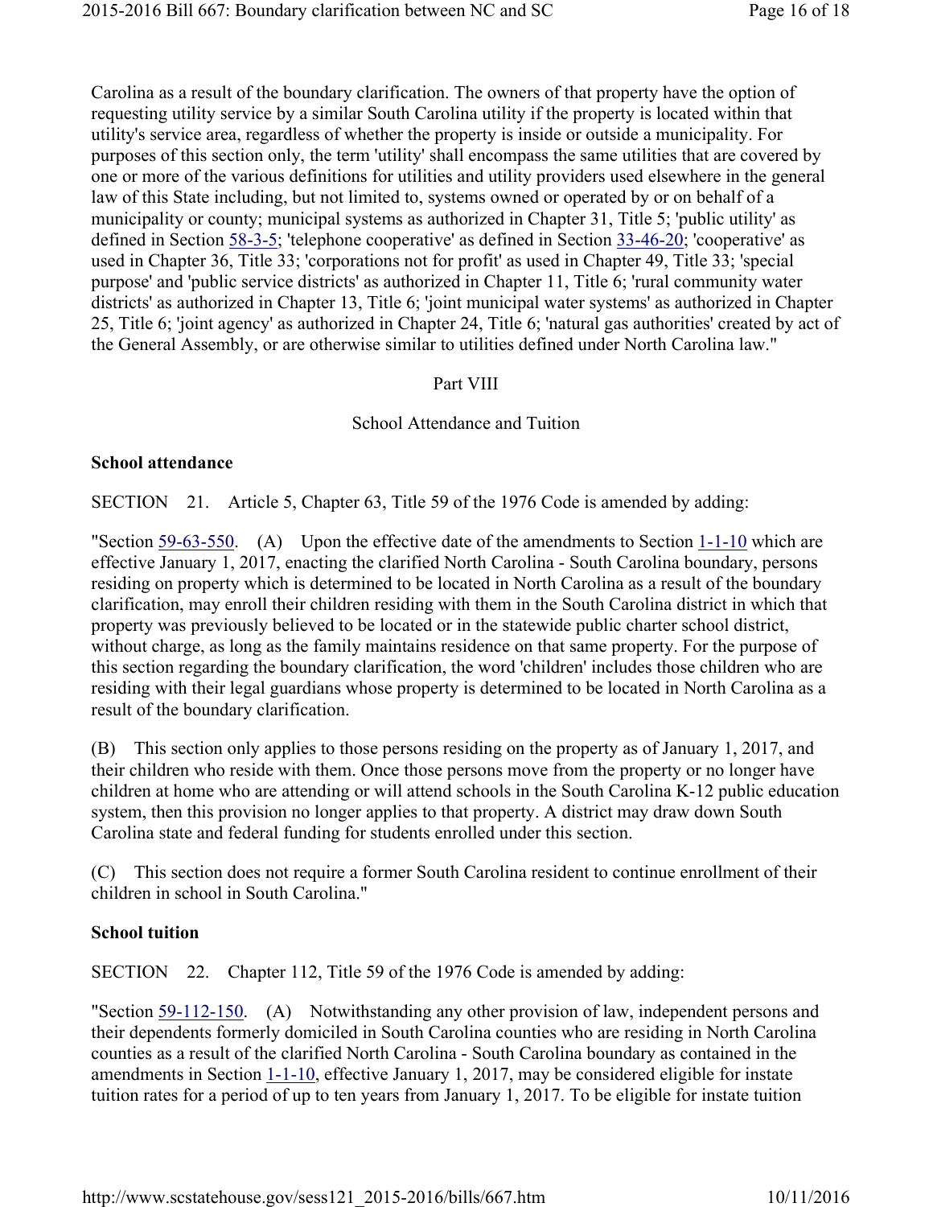Carolina as a result of the boundary clarification. The owners of that property have the option of requesting utility service by a similar South Carolina utility if the property is located within that utility's service area, regardless of whether the property is inside or outside a municipality. For purposes of this section only, the term 'utility' shall encompass the same utilities that are covered by one or more of the various definitions for utilities and utility providers used elsewhere in the general law of this State including, but not limited to, systems owned or operated by or on behalf of a municipality or county; municipal systems as authorized in Chapter 31, Title 5; 'public utility' as defined in Section 58-3-5; 'telephone cooperative' as defined in Section 33-46-20; 'cooperative' as used in Chapter 36, Title 33; 'corporations not for profit' as used in Chapter 49, Title 33; 'special purpose' and 'public service districts' as authorized in Chapter 11, Title 6; 'rural community water districts' as authorized in Chapter 13, Title 6; 'joint municipal water systems' as authorized in Chapter 25, Title 6; 'joint agency' as authorized in Chapter 24, Title 6; 'natural gas authorities' created by act of the General Assembly, or are otherwise similar to utilities defined under North Carolina law."

Part VIII

School Attendance and Tuition

**School attendance**

SECTION 21. Article 5, Chapter 63, Title 59 of the 1976 Code is amended by adding:

"Section 59-63-550. (A) Upon the effective date of the amendments to Section 1-1-10 which are effective January 1, 2017, enacting the clarified North Carolina - South Carolina boundary, persons residing on property which is determined to be located in North Carolina as a result of the boundary clarification, may enroll their children residing with them in the South Carolina district in which that property was previously believed to be located or in the statewide public charter school district, without charge, as long as the family maintains residence on that same property. For the purpose of this section regarding the boundary clarification, the word 'children' includes those children who are residing with their legal guardians whose property is determined to be located in North Carolina as a result of the boundary clarification.

(B) This section only applies to those persons residing on the property as of January 1, 2017, and their children who reside with them. Once those persons move from the property or no longer have children at home who are attending or will attend schools in the South Carolina K-12 public education system, then this provision no longer applies to that property. A district may draw down South Carolina state and federal funding for students enrolled under this section.

(C) This section does not require a former South Carolina resident to continue enrollment of their children in school in South Carolina."

**School tuition**

SECTION 22. Chapter 112, Title 59 of the 1976 Code is amended by adding:

"Section 59-112-150. (A) Notwithstanding any other provision of law, independent persons and their dependents formerly domiciled in South Carolina counties who are residing in North Carolina counties as a result of the clarified North Carolina - South Carolina boundary as contained in the amendments in Section 1-1-10, effective January 1, 2017, may be considered eligible for instate tuition rates for a period of up to ten years from January 1, 2017. To be eligible for instate tuition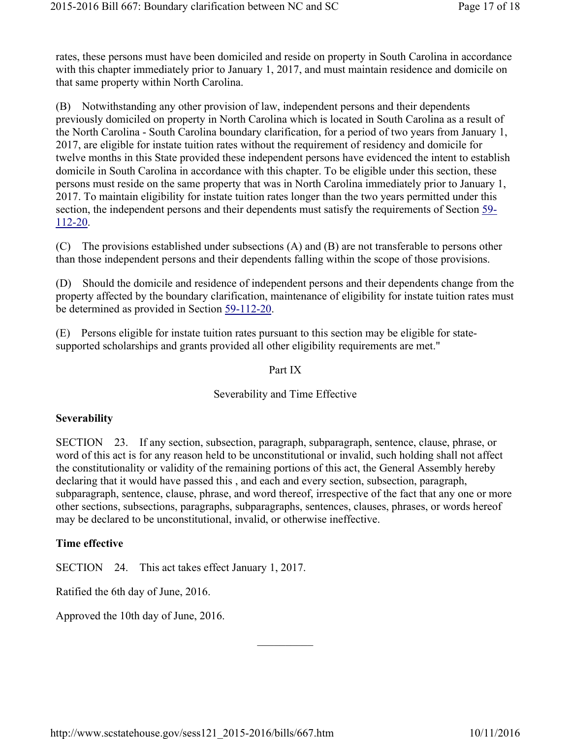rates, these persons must have been domiciled and reside on property in South Carolina in accordance with this chapter immediately prior to January 1, 2017, and must maintain residence and domicile on that same property within North Carolina.

(B) Notwithstanding any other provision of law, independent persons and their dependents previously domiciled on property in North Carolina which is located in South Carolina as a result of the North Carolina - South Carolina boundary clarification, for a period of two years from January 1, 2017, are eligible for instate tuition rates without the requirement of residency and domicile for twelve months in this State provided these independent persons have evidenced the intent to establish domicile in South Carolina in accordance with this chapter. To be eligible under this section, these persons must reside on the same property that was in North Carolina immediately prior to January 1, 2017. To maintain eligibility for instate tuition rates longer than the two years permitted under this section, the independent persons and their dependents must satisfy the requirements of Section 59-112-20.

(C) The provisions established under subsections (A) and (B) are not transferable to persons other than those independent persons and their dependents falling within the scope of those provisions.

(D) Should the domicile and residence of independent persons and their dependents change from the property affected by the boundary clarification, maintenance of eligibility for instate tuition rates must be determined as provided in Section 59-112-20.

(E) Persons eligible for instate tuition rates pursuant to this section may be eligible for state-supported scholarships and grants provided all other eligibility requirements are met."

Part IX

Severability and Time Effective

**Severability**

SECTION 23. If any section, subsection, paragraph, subparagraph, sentence, clause, phrase, or word of this act is for any reason held to be unconstitutional or invalid, such holding shall not affect the constitutionality or validity of the remaining portions of this act, the General Assembly hereby declaring that it would have passed this , and each and every section, subsection, paragraph, subparagraph, sentence, clause, phrase, and word thereof, irrespective of the fact that any one or more other sections, subsections, paragraphs, subparagraphs, sentences, clauses, phrases, or words hereof may be declared to be unconstitutional, invalid, or otherwise ineffective.

**Time effective**

SECTION 24. This act takes effect January 1, 2017.

Ratified the 6th day of June, 2016.

Approved the 10th day of June, 2016.

---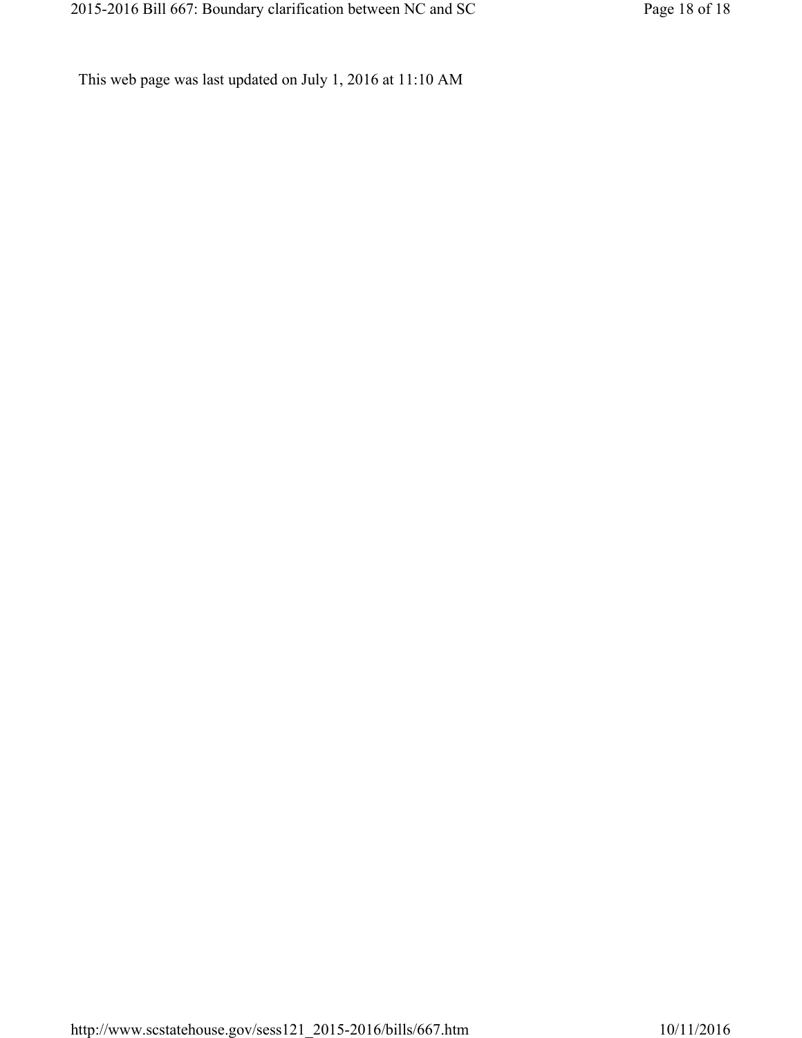This web page was last updated on July 1, 2016 at 11:10 AM